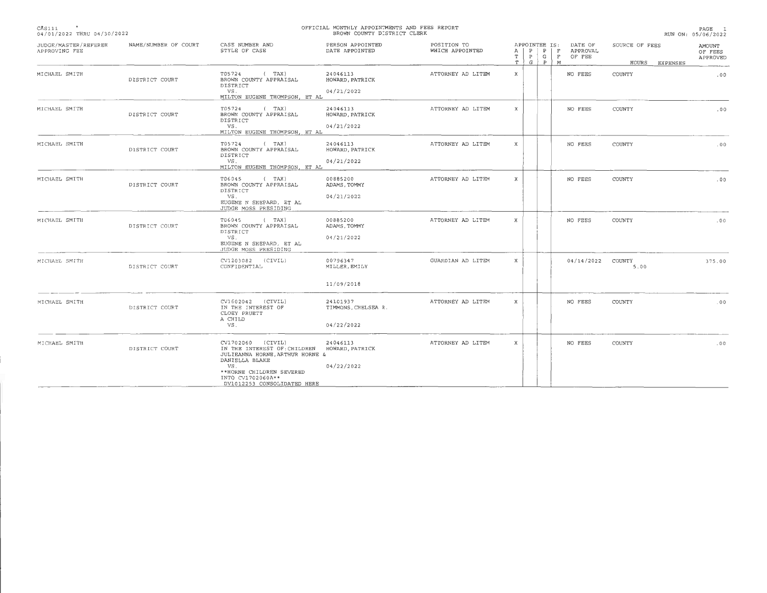CAS111 *
04/01/2022 THRU 04/30/2022

# OFFICIAL MONTHLY APPOINTMENTS AND FEES REPORT
## BROWN COUNTY DISTRICT CLERK

RUN ON: 05/06/2022

| JUDGE/MASTER/REFEREE APPROVING FEE | NAME/NUMBER OF COURT | CASE NUMBER AND STYLE OF CASE | PERSON APPOINTED DATE APPOINTED | POSITION TO WHICH APPOINTED | APPOINTEE IS: A T T | P P G | P G P | F P M | DATE OF APPROVAL OF FEE | SOURCE OF FEES | HOURS | EXPENSES | AMOUNT OF FEES APPROVED |
|---|---|---|---|---|---|---|---|---|---|---|---|---|---|
| MICHAEL SMITH | DISTRICT COURT | T05724 ( TAX) BROWN COUNTY APPRAISAL DISTRICT VS. MILTON EUGENE THOMPSON, ET AL | 24046113 HOWARD, PATRICK 04/21/2022 | ATTORNEY AD LITEM | X | | | | NO FEES | COUNTY | | | .00 |
| MICHAEL SMITH | DISTRICT COURT | T05724 ( TAX) BROWN COUNTY APPRAISAL DISTRICT VS. MILTON EUGENE THOMPSON, ET AL | 24046113 HOWARD, PATRICK 04/21/2022 | ATTORNEY AD LITEM | X | | | | NO FEES | COUNTY | | | .00 |
| MICHAEL SMITH | DISTRICT COURT | T05724 ( TAX) BROWN COUNTY APPRAISAL DISTRICT VS. MILTON EUGENE THOMPSON, ET AL | 24046113 HOWARD, PATRICK 04/21/2022 | ATTORNEY AD LITEM | X | | | | NO FEES | COUNTY | | | .00 |
| MICHAEL SMITH | DISTRICT COURT | T06045 ( TAX) BROWN COUNTY APPRAISAL DISTRICT VS. EUGENE N SHEPARD, ET AL JUDGE MOSS PRESIDING | 00885200 ADAMS, TOMMY 04/21/2022 | ATTORNEY AD LITEM | X | | | | NO FEES | COUNTY | | | .00 |
| MICHAEL SMITH | DISTRICT COURT | T06045 ( TAX) BROWN COUNTY APPRAISAL DISTRICT VS. EUGENE N SHEPARD, ET AL JUDGE MOSS PRESIDING | 00885200 ADAMS, TOMMY 04/21/2022 | ATTORNEY AD LITEM | X | | | | NO FEES | COUNTY | | | .00 |
| MICHAEL SMITH | DISTRICT COURT | CV1203082 (CIVIL) CONFIDENTIAL | 00796347 MILLER, EMILY 11/09/2018 | GUARDIAN AD LITEM | X | | | | 04/14/2022 | COUNTY | 5.00 | | 375.00 |
| MICHAEL SMITH | DISTRICT COURT | CV1602042 (CIVIL) IN THE INTEREST OF CLOEY PRUETT A CHILD VS. | 24101937 TIMMONS, CHELSEA R. 04/22/2022 | ATTORNEY AD LITEM | X | | | | NO FEES | COUNTY | | | .00 |
| MICHAEL SMITH | DISTRICT COURT | CV1702060 (CIVIL) IN THE INTEREST OF:CHILDREN JULIEANNA HORNE, ARTHUR HORNE & DANIELLA BLAKE VS. **HORNE CHILDREN SEVERED INTO CV1702060A** DV1012253 CONSOLIDATED HERE | 24046113 HOWARD, PATRICK 04/22/2022 | ATTORNEY AD LITEM | X | | | | NO FEES | COUNTY | | | .00 |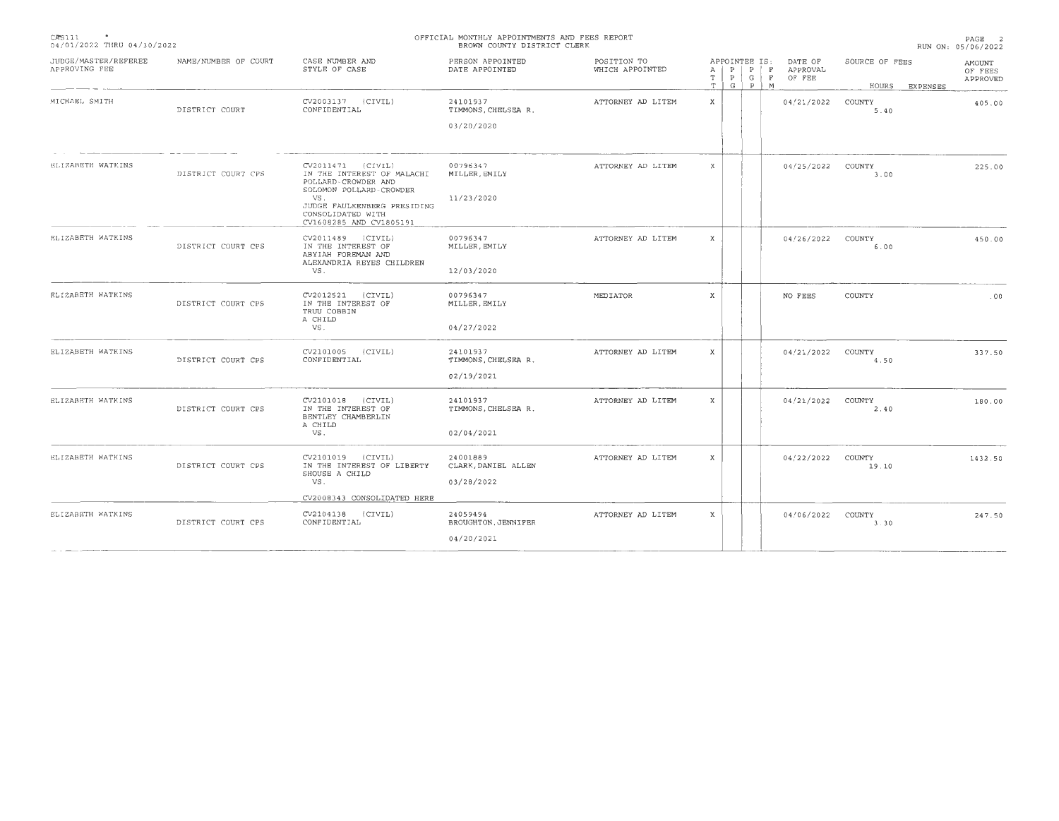# OFFICIAL MONTHLY APPOINTMENTS AND FEES REPORT

BROWN COUNTY DISTRICT CLERK

04/01/2022 THRU 04/30/2022

RUN ON: 05/06/2022

| JUDGE/MASTER/REFEREE APPROVING FEE | NAME/NUMBER OF COURT | CASE NUMBER AND STYLE OF CASE | PERSON APPOINTED DATE APPOINTED | POSITION TO WHICH APPOINTED | APPOINTEE IS: ATT | PPG | PGP | FFM | DATE OF APPROVAL OF FEE | SOURCE OF FEES | HOURS | EXPENSES | AMOUNT OF FEES APPROVED |
|---|---|---|---|---|---|---|---|---|---|---|---|---|---|
| MICHAEL SMITH | DISTRICT COURT | CV2003137 (CIVIL) CONFIDENTIAL | 24101937 TIMMONS, CHELSEA R. 03/20/2020 | ATTORNEY AD LITEM | X | | | | 04/21/2022 | COUNTY | 5.40 | | 405.00 |
| ELIZABETH WATKINS | DISTRICT COURT CPS | CV2011471 (CIVIL) IN THE INTEREST OF MALACHI POLLARD-CROWDER AND SOLOMON POLLARD-CROWDER VS. JUDGE FAULKENBERG PRESIDING CONSOLIDATED WITH CV1608285 AND CV1805191 | 00796347 MILLER, EMILY 11/23/2020 | ATTORNEY AD LITEM | X | | | | 04/25/2022 | COUNTY | 3.00 | | 225.00 |
| ELIZABETH WATKINS | DISTRICT COURT CPS | CV2011489 (CIVIL) IN THE INTEREST OF ABYIAH FOREMAN AND ALEXANDRIA REYES CHILDREN VS. | 00796347 MILLER, EMILY 12/03/2020 | ATTORNEY AD LITEM | X | | | | 04/26/2022 | COUNTY | 6.00 | | 450.00 |
| ELIZABETH WATKINS | DISTRICT COURT CPS | CV2012521 (CIVIL) IN THE INTEREST OF TRUU COBBIN A CHILD VS. | 00796347 MILLER, EMILY 04/27/2022 | MEDIATOR | X | | | | NO FEES | COUNTY | | | .00 |
| ELIZABETH WATKINS | DISTRICT COURT CPS | CV2101005 (CIVIL) CONFIDENTIAL | 24101937 TIMMONS, CHELSEA R. 02/19/2021 | ATTORNEY AD LITEM | X | | | | 04/21/2022 | COUNTY | 4.50 | | 337.50 |
| ELIZABETH WATKINS | DISTRICT COURT CPS | CV2101018 (CIVIL) IN THE INTEREST OF BENTLEY CHAMBERLIN A CHILD VS. | 24101937 TIMMONS, CHELSEA R. 02/04/2021 | ATTORNEY AD LITEM | X | | | | 04/21/2022 | COUNTY | 2.40 | | 180.00 |
| ELIZABETH WATKINS | DISTRICT COURT CPS | CV2101019 (CIVIL) IN THE INTEREST OF LIBERTY SHOUSE A CHILD VS. CV2008343 CONSOLIDATED HERE | 24001889 CLARK, DANIEL ALLEN 03/28/2022 | ATTORNEY AD LITEM | X | | | | 04/22/2022 | COUNTY | 19.10 | | 1432.50 |
| ELIZABETH WATKINS | DISTRICT COURT CPS | CV2104138 (CIVIL) CONFIDENTIAL | 24059494 BROUGHTON, JENNIFER 04/20/2021 | ATTORNEY AD LITEM | X | | | | 04/06/2022 | COUNTY | 3.30 | | 247.50 |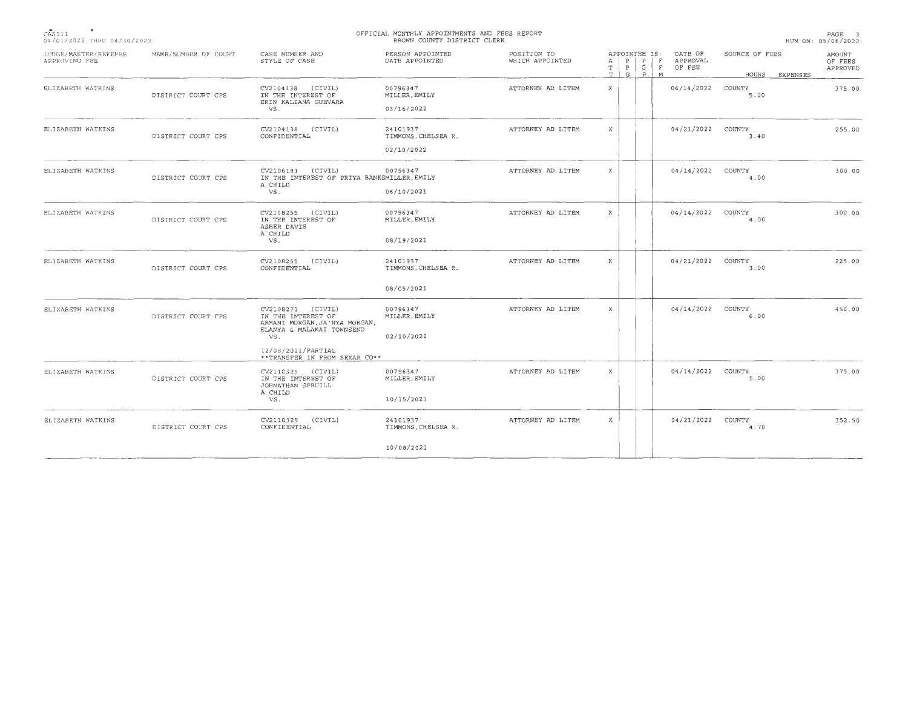OFFICIAL MONTHLY APPOINTMENTS AND FEES REPORT
BROWN COUNTY DISTRICT CLERK

CAS111
04/01/2022 THRU 04/30/2022

RUN ON: 05/06/2022

| JUDGE/MASTER/REFEREE APPROVING FEE | NAME/NUMBER OF COURT | CASE NUMBER AND STYLE OF CASE | PERSON APPOINTED DATE APPOINTED | POSITION TO WHICH APPOINTED | APPOINTEE IS: AT | PG | PP | FM | DATE OF APPROVAL OF FEE | SOURCE OF FEES | HOURS | EXPENSES | AMOUNT OF FEES APPROVED |
|---|---|---|---|---|---|---|---|---|---|---|---|---|---|
| ELIZABETH WATKINS | DISTRICT COURT CPS | CV2104138 (CIVIL) IN THE INTEREST OF ERIN KALIANA GUEVARA VS. | 00796347 MILLER,EMILY 03/16/2022 | ATTORNEY AD LITEM | X | | | | 04/14/2022 | COUNTY | 5.00 | | 375.00 |
| ELIZABETH WATKINS | DISTRICT COURT CPS | CV2104138 (CIVIL) CONFIDENTIAL | 24101937 TIMMONS,CHELSEA R. 02/10/2022 | ATTORNEY AD LITEM | X | | | | 04/21/2022 | COUNTY | 3.40 | | 255.00 |
| ELIZABETH WATKINS | DISTRICT COURT CPS | CV2106181 (CIVIL) IN THE INTEREST OF PRIYA BANKS A CHILD VS. | 00796347 MILLER,EMILY 06/10/2021 | ATTORNEY AD LITEM | X | | | | 04/14/2022 | COUNTY | 4.00 | | 300.00 |
| ELIZABETH WATKINS | DISTRICT COURT CPS | CV2108255 (CIVIL) IN THE INTEREST OF ASHER DAVIS A CHILD VS. | 00796347 MILLER,EMILY 08/19/2021 | ATTORNEY AD LITEM | X | | | | 04/14/2022 | COUNTY | 4.00 | | 300.00 |
| ELIZABETH WATKINS | DISTRICT COURT CPS | CV2108255 (CIVIL) CONFIDENTIAL | 24101937 TIMMONS,CHELSEA R. 08/05/2021 | ATTORNEY AD LITEM | X | | | | 04/21/2022 | COUNTY | 3.00 | | 225.00 |
| ELIZABETH WATKINS | DISTRICT COURT CPS | CV2108271 (CIVIL) IN THE INTEREST OF ARMANI MORGAN,JA'NYA MORGAN, ELANYA & MALAKAI TOWNSEND VS. 12/08/2021/PARTIAL **TRANSFER IN FROM BEXAR CO** | 00796347 MILLER,EMILY 02/10/2022 | ATTORNEY AD LITEM | X | | | | 04/14/2022 | COUNTY | 6.00 | | 450.00 |
| ELIZABETH WATKINS | DISTRICT COURT CPS | CV2110329 (CIVIL) IN THE INTEREST OF JOHNATHAN SPRUILL A CHILD VS. | 00796347 MILLER,EMILY 10/15/2021 | ATTORNEY AD LITEM | X | | | | 04/14/2022 | COUNTY | 5.00 | | 375.00 |
| ELIZABETH WATKINS | DISTRICT COURT CPS | CV2110329 (CIVIL) CONFIDENTIAL | 24101937 TIMMONS,CHELSEA R. 10/08/2021 | ATTORNEY AD LITEM | X | | | | 04/21/2022 | COUNTY | 4.70 | | 352.50 |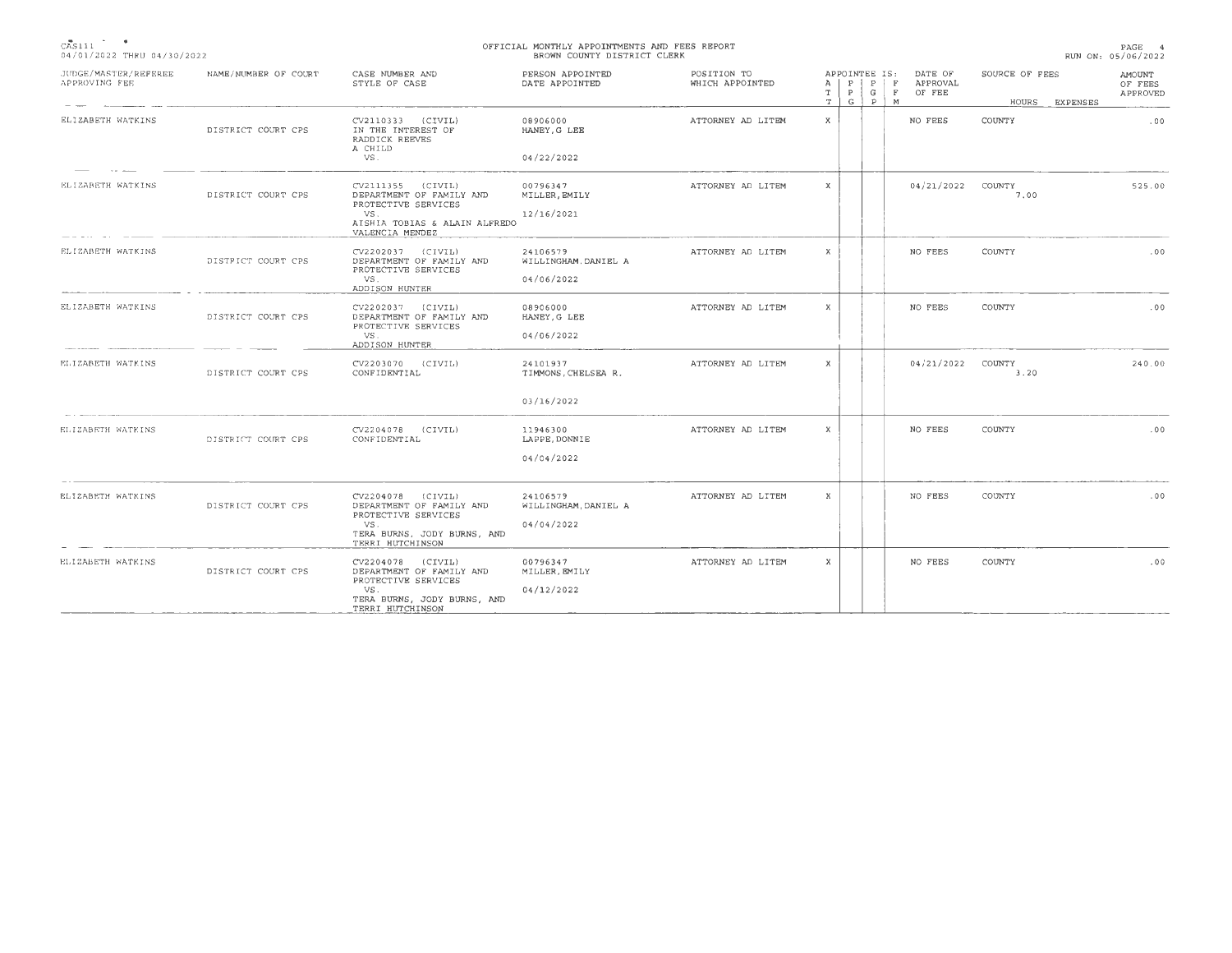CAS111
04/01/2022 THRU 04/30/2022

# OFFICIAL MONTHLY APPOINTMENTS AND FEES REPORT
## BROWN COUNTY DISTRICT CLERK

RUN ON: 05/06/2022

| JUDGE/MASTER/REFEREE APPROVING FEE | NAME/NUMBER OF COURT | CASE NUMBER AND STYLE OF CASE | PERSON APPOINTED DATE APPOINTED | POSITION TO WHICH APPOINTED | APPOINTEE IS: ATT | PPG | PGP | FFM | DATE OF APPROVAL OF FEE | SOURCE OF FEES | HOURS | EXPENSES | AMOUNT OF FEES APPROVED |
|---|---|---|---|---|---|---|---|---|---|---|---|---|---|
| ELIZABETH WATKINS | DISTRICT COURT CPS | CV2110333 (CIVIL) IN THE INTEREST OF RADDICK REEVES A CHILD VS. | 08906000 HANEY,G LEE 04/22/2022 | ATTORNEY AD LITEM | X | | | | NO FEES | COUNTY | | | .00 |
| ELIZABETH WATKINS | DISTRICT COURT CPS | CV2111355 (CIVIL) DEPARTMENT OF FAMILY AND PROTECTIVE SERVICES VS. AISHIA TOBIAS & ALAIN ALFREDO VALENCIA MENDEZ | 00796347 MILLER,EMILY 12/16/2021 | ATTORNEY AD LITEM | X | | | | 04/21/2022 | COUNTY | 7.00 | | 525.00 |
| ELIZABETH WATKINS | DISTRICT COURT CPS | CV2202037 (CIVIL) DEPARTMENT OF FAMILY AND PROTECTIVE SERVICES VS. ADDISON HUNTER | 24106579 WILLINGHAM,DANIEL A 04/06/2022 | ATTORNEY AD LITEM | X | | | | NO FEES | COUNTY | | | .00 |
| ELIZABETH WATKINS | DISTRICT COURT CPS | CV2202037 (CIVIL) DEPARTMENT OF FAMILY AND PROTECTIVE SERVICES VS. ADDISON HUNTER | 08906000 HANEY,G LEE 04/06/2022 | ATTORNEY AD LITEM | X | | | | NO FEES | COUNTY | | | .00 |
| ELIZABETH WATKINS | DISTRICT COURT CPS | CV2203070 (CIVIL) CONFIDENTIAL | 24101937 TIMMONS,CHELSEA R. 03/16/2022 | ATTORNEY AD LITEM | X | | | | 04/21/2022 | COUNTY | 3.20 | | 240.00 |
| ELIZABETH WATKINS | DISTRICT COURT CPS | CV2204078 (CIVIL) CONFIDENTIAL | 11946300 LAPPE,DONNIE 04/04/2022 | ATTORNEY AD LITEM | X | | | | NO FEES | COUNTY | | | .00 |
| ELIZABETH WATKINS | DISTRICT COURT CPS | CV2204078 (CIVIL) DEPARTMENT OF FAMILY AND PROTECTIVE SERVICES VS. TERA BURNS, JODY BURNS, AND TERRI HUTCHINSON | 24106579 WILLINGHAM,DANIEL A 04/04/2022 | ATTORNEY AD LITEM | X | | | | NO FEES | COUNTY | | | .00 |
| ELIZABETH WATKINS | DISTRICT COURT CPS | CV2204078 (CIVIL) DEPARTMENT OF FAMILY AND PROTECTIVE SERVICES VS. TERA BURNS, JODY BURNS, AND TERRI HUTCHINSON | 00796347 MILLER,EMILY 04/12/2022 | ATTORNEY AD LITEM | X | | | | NO FEES | COUNTY | | | .00 |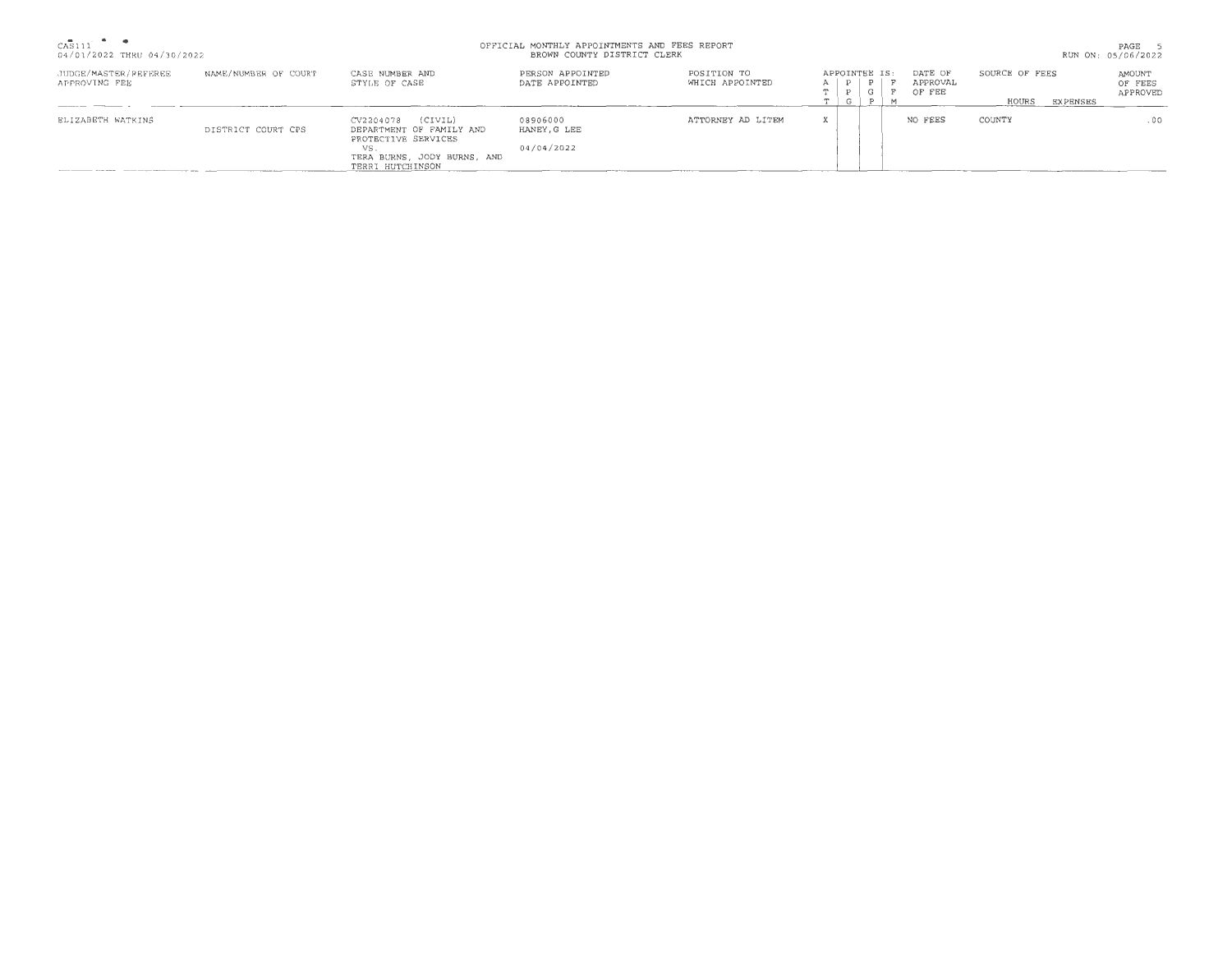CAS111
04/01/2022 THRU 04/30/2022

OFFICIAL MONTHLY APPOINTMENTS AND FEES REPORT
BROWN COUNTY DISTRICT CLERK

RUN ON: 05/06/2022

| JUDGE/MASTER/REFEREE APPROVING FEE | NAME/NUMBER OF COURT | CASE NUMBER AND STYLE OF CASE | PERSON APPOINTED DATE APPOINTED | POSITION TO WHICH APPOINTED | APPOINTEE IS: AT | PG | PP | FM | DATE OF APPROVAL OF FEE | SOURCE OF FEES | HOURS | EXPENSES | AMOUNT OF FEES APPROVED |
|---|---|---|---|---|---|---|---|---|---|---|---|---|---|
| ELIZABETH WATKINS | DISTRICT COURT CPS | CV2204078 (CIVIL) DEPARTMENT OF FAMILY AND PROTECTIVE SERVICES VS. TERA BURNS, JODY BURNS, AND TERRI HUTCHINSON | 08906000 HANEY,G LEE 04/04/2022 | ATTORNEY AD LITEM | X | | | | NO FEES | COUNTY | | | .00 |